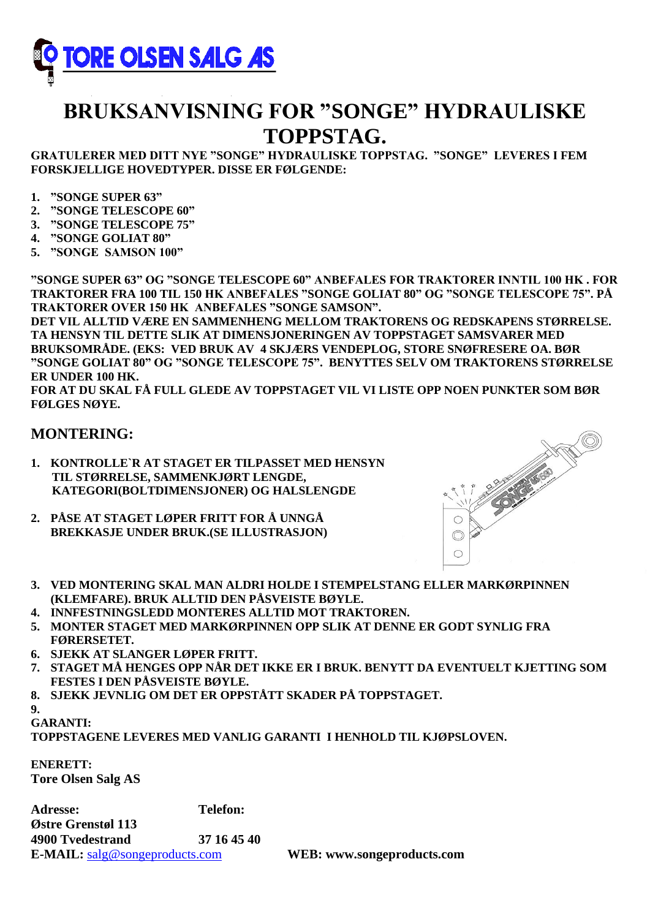**TORE OLSEN SALG AS**

# BRUKSANVISNING FOR "SONGE" HYDRAULISKE TOPPSTAG.

**GRATULERER MED DITT NYE "SONGE" HYDRAULISKE TOPPSTAG. "SONGE" LEVERES I FEM FORSKJELLIGE HOVEDTYPER. DISSE ER FØLGENDE:**

1. **"SONGE SUPER 63"**
2. **"SONGE TELESCOPE 60"**
3. **"SONGE TELESCOPE 75"**
4. **"SONGE GOLIAT 80"**
5. **"SONGE SAMSON 100"**

**"SONGE SUPER 63" OG "SONGE TELESCOPE 60" ANBEFALES FOR TRAKTORER INNTIL 100 HK . FOR TRAKTORER FRA 100 TIL 150 HK ANBEFALES "SONGE GOLIAT 80" OG "SONGE TELESCOPE 75". PÅ TRAKTORER OVER 150 HK ANBEFALES "SONGE SAMSON".**
**DET VIL ALLTID VÆRE EN SAMMENHENG MELLOM TRAKTORENS OG REDSKAPENS STØRRELSE. TA HENSYN TIL DETTE SLIK AT DIMENSJONERINGEN AV TOPPSTAGET SAMSVARER MED BRUKSOMRÅDE. (EKS: VED BRUK AV 4 SKJÆRS VENDEPLOG, STORE SNØFRESERE OA. BØR "SONGE GOLIAT 80" OG "SONGE TELESCOPE 75". BENYTTES SELV OM TRAKTORENS STØRRELSE ER UNDER 100 HK.**
**FOR AT DU SKAL FÅ FULL GLEDE AV TOPPSTAGET VIL VI LISTE OPP NOEN PUNKTER SOM BØR FØLGES NØYE.**

## MONTERING:

1. **KONTROLLE`R AT STAGET ER TILPASSET MED HENSYN TIL STØRRELSE, SAMMENKJØRT LENGDE, KATEGORI(BOLTDIMENSJONER) OG HALSLENGDE**
2. **PÅSE AT STAGET LØPER FRITT FOR Å UNNGÅ BREKKASJE UNDER BRUK.(SE ILLUSTRASJON)**
3. **VED MONTERING SKAL MAN ALDRI HOLDE I STEMPELSTANG ELLER MARKØRPINNEN (KLEMFARE). BRUK ALLTID DEN PÅSVEISTE BØYLE.**
4. **INNFESTNINGSLEDD MONTERES ALLTID MOT TRAKTOREN.**
5. **MONTER STAGET MED MARKØRPINNEN OPP SLIK AT DENNE ER GODT SYNLIG FRA FØRERSETET.**
6. **SJEKK AT SLANGER LØPER FRITT.**
7. **STAGET MÅ HENGES OPP NÅR DET IKKE ER I BRUK. BENYTT DA EVENTUELT KJETTING SOM FESTES I DEN PÅSVEISTE BØYLE.**
8. **SJEKK JEVNLIG OM DET ER OPPSTÅTT SKADER PÅ TOPPSTAGET.**
9.

**GARANTI:**
**TOPPSTAGENE LEVERES MED VANLIG GARANTI I HENHOLD TIL KJØPSLOVEN.**

**ENERETT:**
**Tore Olsen Salg AS**

| **Adresse:** | **Telefon:** |
|---|---|
| **Østre Grenstøl 113** | |
| **4900 Tvedestrand** | **37 16 45 40** |

**E-MAIL:** salg@songeproducts.com **WEB: www.songeproducts.com**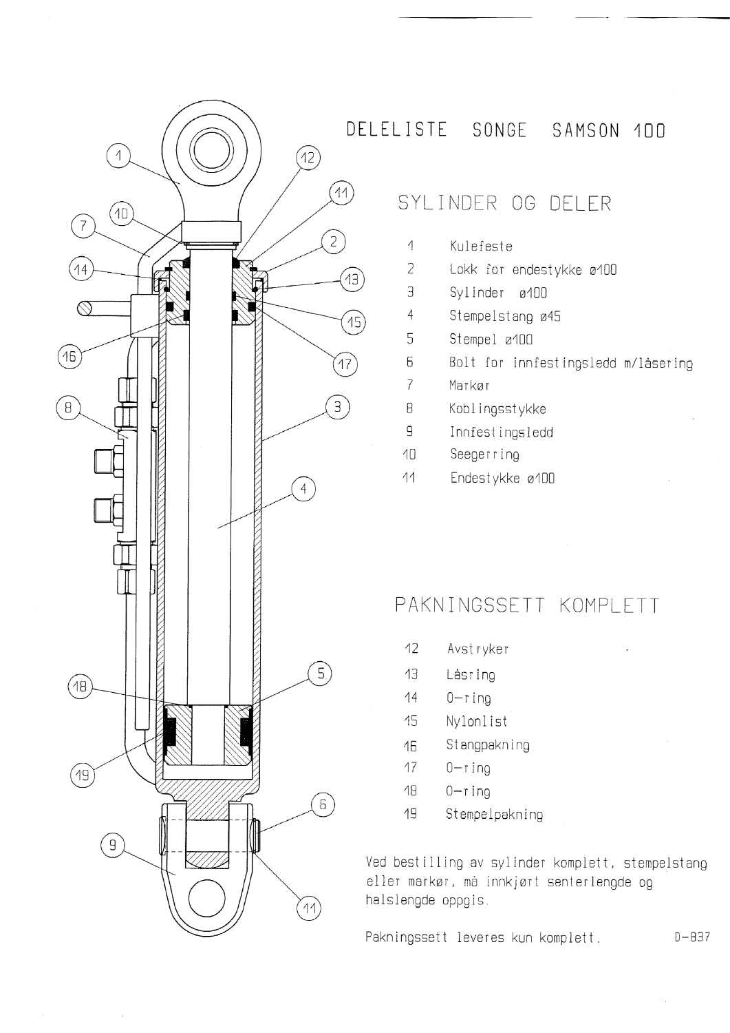# DELELISTE SONGE SAMSON 100

## SYLINDER OG DELER

| | |
|---|---|
| 1 | Kulefeste |
| 2 | Lokk for endestykke ø100 |
| 3 | Sylinder ø100 |
| 4 | Stempelstang ø45 |
| 5 | Stempel ø100 |
| 6 | Bolt for innfestingsledd m/låsering |
| 7 | Markør |
| 8 | Koblingsstykke |
| 9 | Innfestingsledd |
| 10 | Seegerring |
| 11 | Endestykke ø100 |

## PAKNINGSSETT KOMPLETT

| | |
|---|---|
| 12 | Avstryker |
| 13 | Låsring |
| 14 | O-ring |
| 15 | Nylonlist |
| 16 | Stangpakning |
| 17 | O-ring |
| 18 | O-ring |
| 19 | Stempelpakning |

Ved bestilling av sylinder komplett, stempelstang eller markør, må innkjørt senterlengde og halslengde oppgis.

Pakningssett leveres kun komplett.

D-837